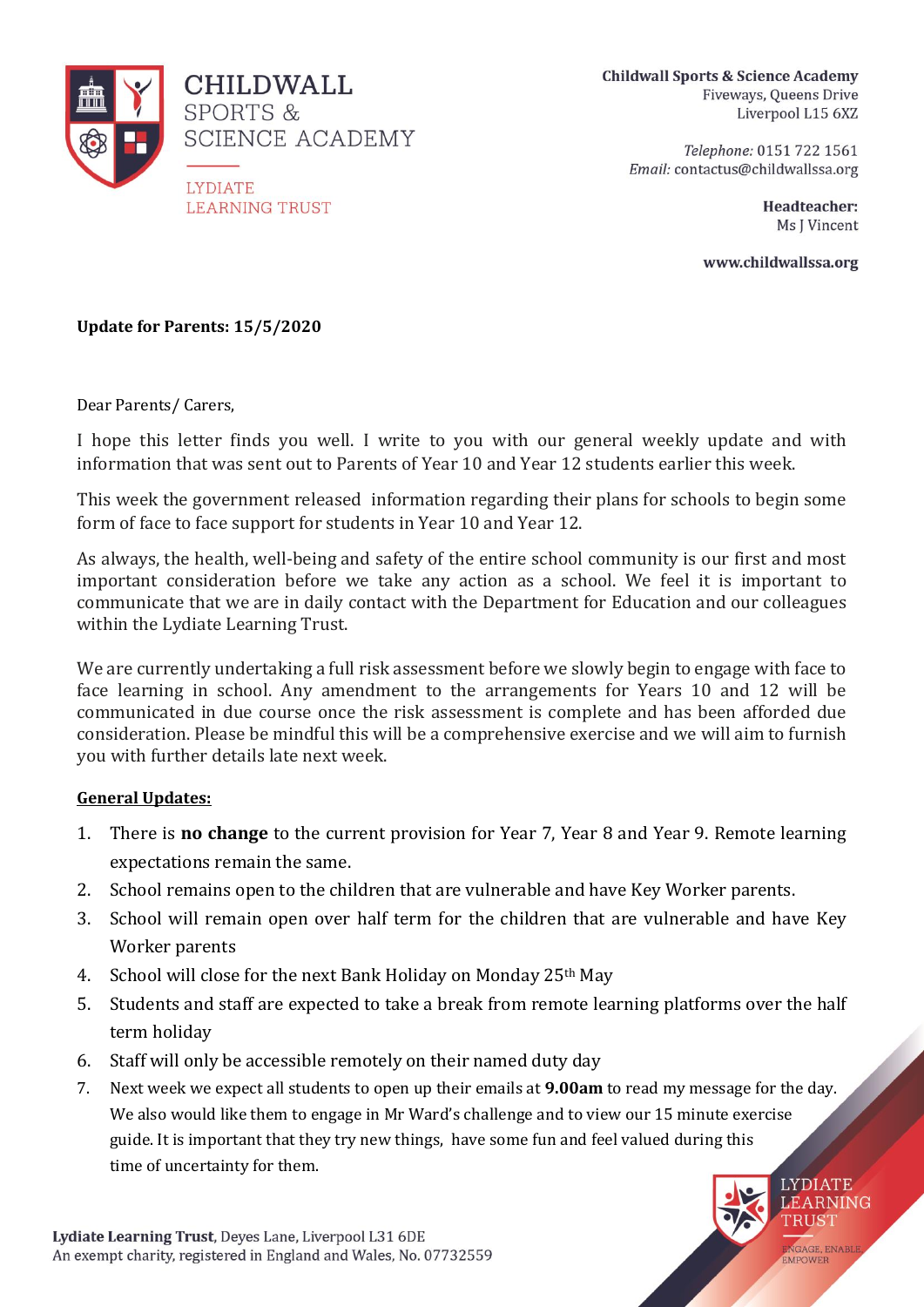CHILDWALL SPORTS & SCIENCE ACADEMY

LYDIATE LEARNING TRUST

**Childwall Sports & Science Academy**
Fiveways, Queens Drive
Liverpool L15 6XZ

*Telephone:* 0151 722 1561
*Email:* contactus@childwallssa.org

**Headteacher:**
Ms J Vincent

**www.childwallssa.org**

**Update for Parents: 15/5/2020**

Dear Parents/ Carers,

I hope this letter finds you well. I write to you with our general weekly update and with information that was sent out to Parents of Year 10 and Year 12 students earlier this week.

This week the government released information regarding their plans for schools to begin some form of face to face support for students in Year 10 and Year 12.

As always, the health, well-being and safety of the entire school community is our first and most important consideration before we take any action as a school. We feel it is important to communicate that we are in daily contact with the Department for Education and our colleagues within the Lydiate Learning Trust.

We are currently undertaking a full risk assessment before we slowly begin to engage with face to face learning in school. Any amendment to the arrangements for Years 10 and 12 will be communicated in due course once the risk assessment is complete and has been afforded due consideration. Please be mindful this will be a comprehensive exercise and we will aim to furnish you with further details late next week.

**General Updates:**

1. There is **no change** to the current provision for Year 7, Year 8 and Year 9. Remote learning expectations remain the same.
2. School remains open to the children that are vulnerable and have Key Worker parents.
3. School will remain open over half term for the children that are vulnerable and have Key Worker parents
4. School will close for the next Bank Holiday on Monday 25th May
5. Students and staff are expected to take a break from remote learning platforms over the half term holiday
6. Staff will only be accessible remotely on their named duty day
7. Next week we expect all students to open up their emails at **9.00am** to read my message for the day. We also would like them to engage in Mr Ward's challenge and to view our 15 minute exercise guide. It is important that they try new things, have some fun and feel valued during this time of uncertainty for them.

**Lydiate Learning Trust**, Deyes Lane, Liverpool L31 6DE
An exempt charity, registered in England and Wales, No. 07732559

LYDIATE LEARNING TRUST
ENGAGE, ENABLE, EMPOWER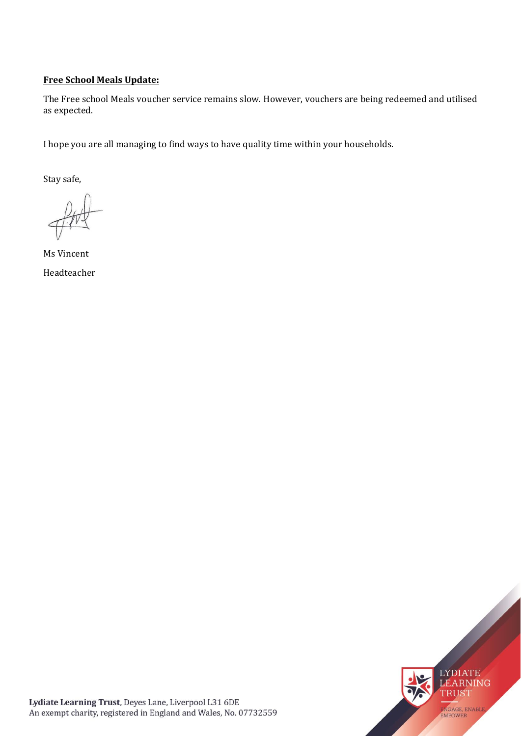**Free School Meals Update:**

The Free school Meals voucher service remains slow. However, vouchers are being redeemed and utilised as expected.

I hope you are all managing to find ways to have quality time within your households.

Stay safe,

Ms Vincent

Headteacher

**Lydiate Learning Trust**, Deyes Lane, Liverpool L31 6DE
An exempt charity, registered in England and Wales, No. 07732559

LYDIATE LEARNING TRUST

ENGAGE, ENABLE, EMPOWER